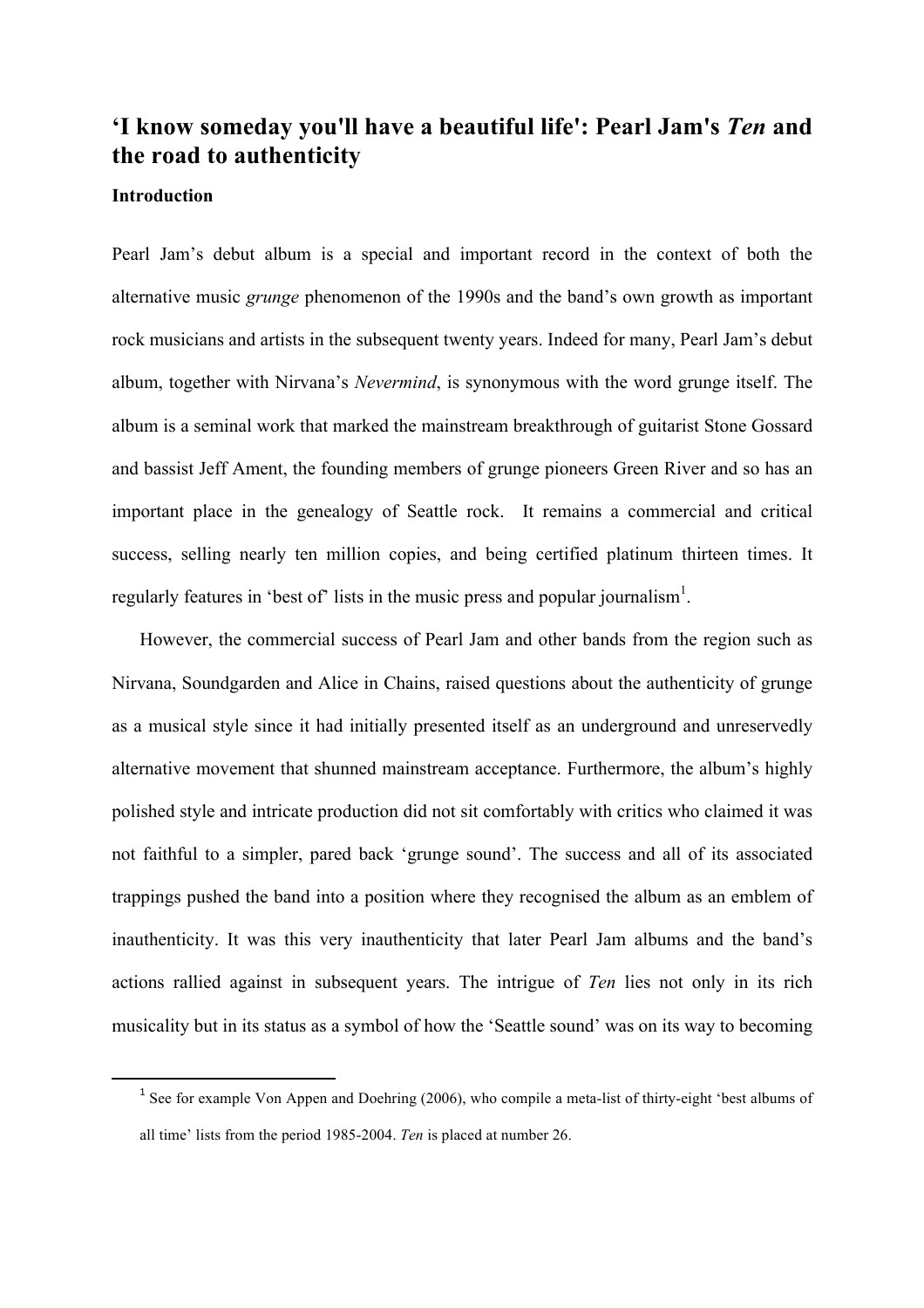# 'I know someday you'll have a beautiful life': Pearl Jam's *Ten* and the road to authenticity

### Introduction

Pearl Jam's debut album is a special and important record in the context of both the alternative music *grunge* phenomenon of the 1990s and the band's own growth as important rock musicians and artists in the subsequent twenty years. Indeed for many, Pearl Jam's debut album, together with Nirvana's *Nevermind*, is synonymous with the word grunge itself. The album is a seminal work that marked the mainstream breakthrough of guitarist Stone Gossard and bassist Jeff Ament, the founding members of grunge pioneers Green River and so has an important place in the genealogy of Seattle rock. It remains a commercial and critical success, selling nearly ten million copies, and being certified platinum thirteen times. It regularly features in 'best of' lists in the music press and popular journalism[1].

However, the commercial success of Pearl Jam and other bands from the region such as Nirvana, Soundgarden and Alice in Chains, raised questions about the authenticity of grunge as a musical style since it had initially presented itself as an underground and unreservedly alternative movement that shunned mainstream acceptance. Furthermore, the album's highly polished style and intricate production did not sit comfortably with critics who claimed it was not faithful to a simpler, pared back 'grunge sound'. The success and all of its associated trappings pushed the band into a position where they recognised the album as an emblem of inauthenticity. It was this very inauthenticity that later Pearl Jam albums and the band's actions rallied against in subsequent years. The intrigue of *Ten* lies not only in its rich musicality but in its status as a symbol of how the 'Seattle sound' was on its way to becoming

[1] See for example Von Appen and Doehring (2006), who compile a meta-list of thirty-eight 'best albums of all time' lists from the period 1985-2004. *Ten* is placed at number 26.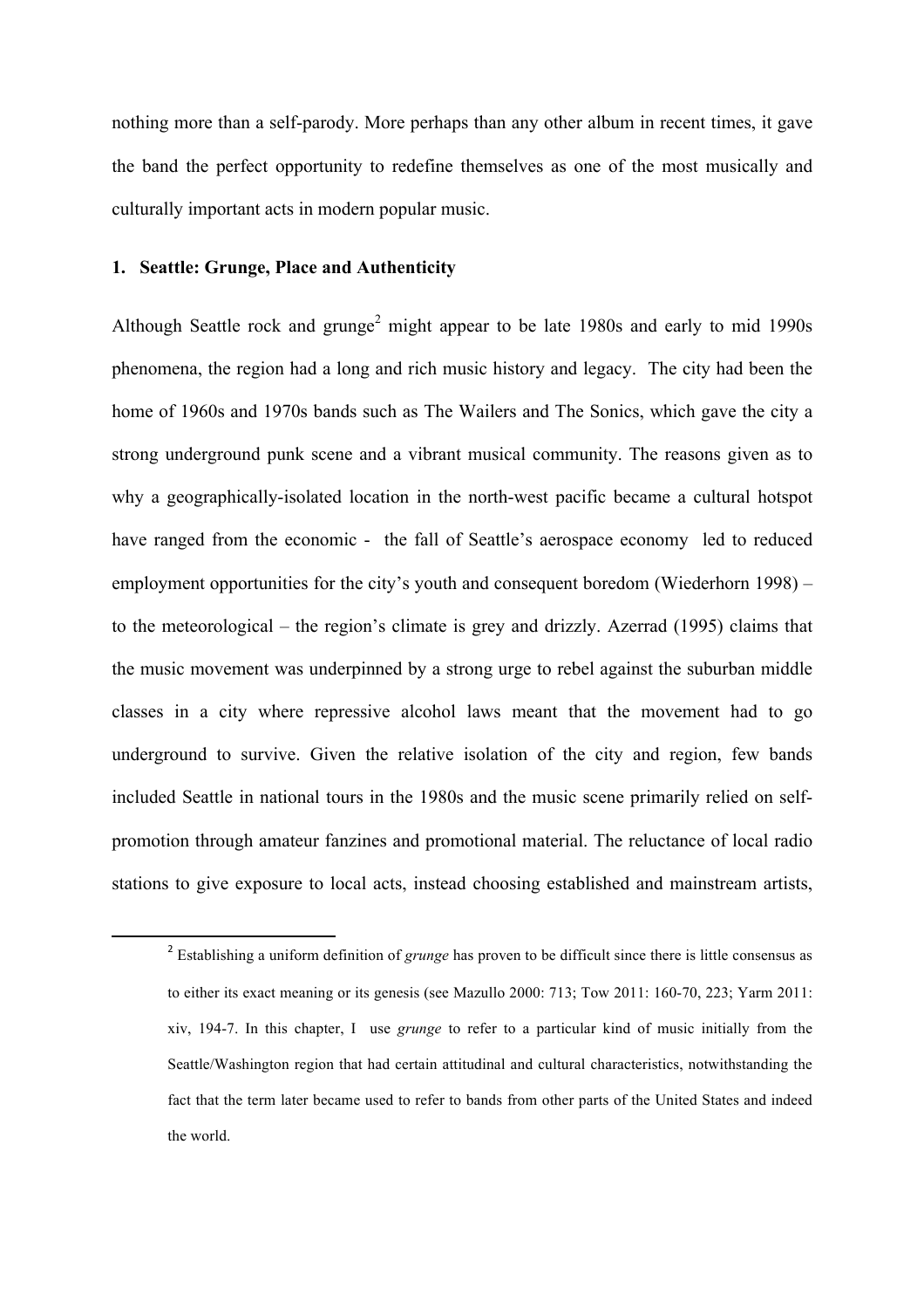nothing more than a self-parody. More perhaps than any other album in recent times, it gave the band the perfect opportunity to redefine themselves as one of the most musically and culturally important acts in modern popular music.

## 1. Seattle: Grunge, Place and Authenticity

Although Seattle rock and grunge[2] might appear to be late 1980s and early to mid 1990s phenomena, the region had a long and rich music history and legacy. The city had been the home of 1960s and 1970s bands such as The Wailers and The Sonics, which gave the city a strong underground punk scene and a vibrant musical community. The reasons given as to why a geographically-isolated location in the north-west pacific became a cultural hotspot have ranged from the economic - the fall of Seattle's aerospace economy led to reduced employment opportunities for the city's youth and consequent boredom (Wiederhorn 1998) – to the meteorological – the region's climate is grey and drizzly. Azerrad (1995) claims that the music movement was underpinned by a strong urge to rebel against the suburban middle classes in a city where repressive alcohol laws meant that the movement had to go underground to survive. Given the relative isolation of the city and region, few bands included Seattle in national tours in the 1980s and the music scene primarily relied on self-promotion through amateur fanzines and promotional material. The reluctance of local radio stations to give exposure to local acts, instead choosing established and mainstream artists,

---

[2] Establishing a uniform definition of *grunge* has proven to be difficult since there is little consensus as to either its exact meaning or its genesis (see Mazullo 2000: 713; Tow 2011: 160-70, 223; Yarm 2011: xiv, 194-7. In this chapter, I use *grunge* to refer to a particular kind of music initially from the Seattle/Washington region that had certain attitudinal and cultural characteristics, notwithstanding the fact that the term later became used to refer to bands from other parts of the United States and indeed the world.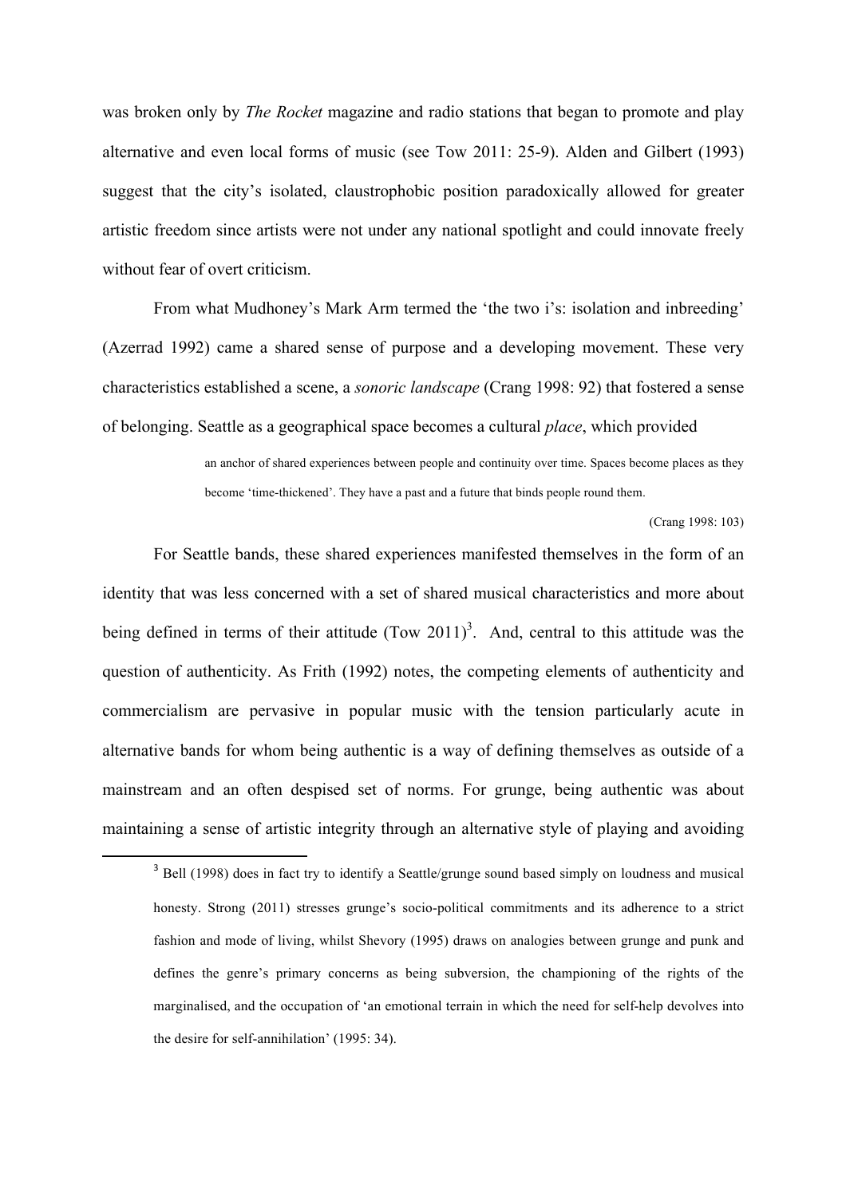was broken only by *The Rocket* magazine and radio stations that began to promote and play alternative and even local forms of music (see Tow 2011: 25-9). Alden and Gilbert (1993) suggest that the city's isolated, claustrophobic position paradoxically allowed for greater artistic freedom since artists were not under any national spotlight and could innovate freely without fear of overt criticism.

From what Mudhoney's Mark Arm termed the 'the two i's: isolation and inbreeding' (Azerrad 1992) came a shared sense of purpose and a developing movement. These very characteristics established a scene, a *sonoric landscape* (Crang 1998: 92) that fostered a sense of belonging. Seattle as a geographical space becomes a cultural *place*, which provided

> an anchor of shared experiences between people and continuity over time. Spaces become places as they become 'time-thickened'. They have a past and a future that binds people round them.
>
> (Crang 1998: 103)

For Seattle bands, these shared experiences manifested themselves in the form of an identity that was less concerned with a set of shared musical characteristics and more about being defined in terms of their attitude (Tow 2011)[3]. And, central to this attitude was the question of authenticity. As Frith (1992) notes, the competing elements of authenticity and commercialism are pervasive in popular music with the tension particularly acute in alternative bands for whom being authentic is a way of defining themselves as outside of a mainstream and an often despised set of norms. For grunge, being authentic was about maintaining a sense of artistic integrity through an alternative style of playing and avoiding

[3] Bell (1998) does in fact try to identify a Seattle/grunge sound based simply on loudness and musical honesty. Strong (2011) stresses grunge's socio-political commitments and its adherence to a strict fashion and mode of living, whilst Shevory (1995) draws on analogies between grunge and punk and defines the genre's primary concerns as being subversion, the championing of the rights of the marginalised, and the occupation of 'an emotional terrain in which the need for self-help devolves into the desire for self-annihilation' (1995: 34).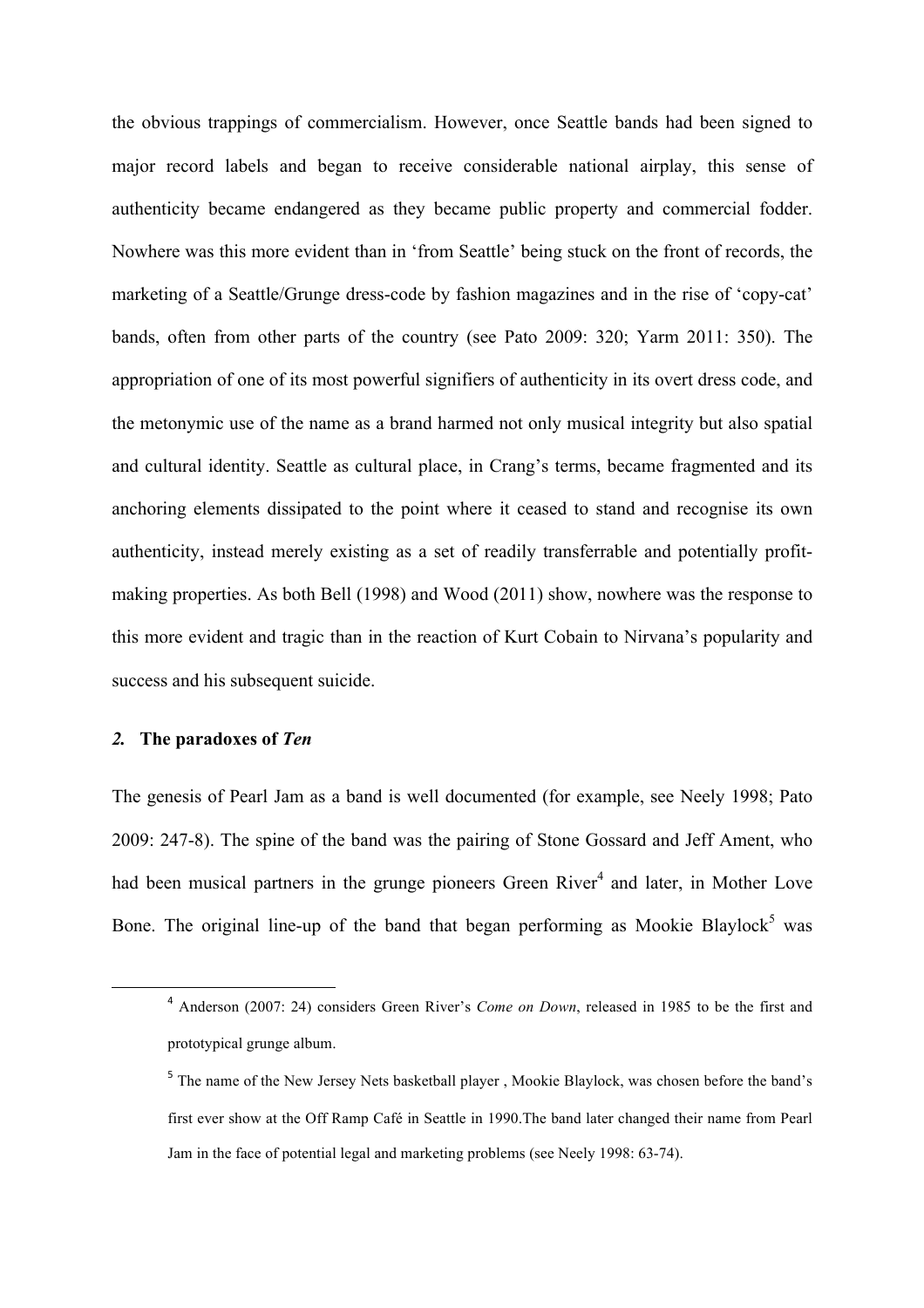the obvious trappings of commercialism. However, once Seattle bands had been signed to major record labels and began to receive considerable national airplay, this sense of authenticity became endangered as they became public property and commercial fodder. Nowhere was this more evident than in 'from Seattle' being stuck on the front of records, the marketing of a Seattle/Grunge dress-code by fashion magazines and in the rise of 'copy-cat' bands, often from other parts of the country (see Pato 2009: 320; Yarm 2011: 350). The appropriation of one of its most powerful signifiers of authenticity in its overt dress code, and the metonymic use of the name as a brand harmed not only musical integrity but also spatial and cultural identity. Seattle as cultural place, in Crang's terms, became fragmented and its anchoring elements dissipated to the point where it ceased to stand and recognise its own authenticity, instead merely existing as a set of readily transferrable and potentially profit-making properties. As both Bell (1998) and Wood (2011) show, nowhere was the response to this more evident and tragic than in the reaction of Kurt Cobain to Nirvana's popularity and success and his subsequent suicide.

## *2.* The paradoxes of *Ten*

The genesis of Pearl Jam as a band is well documented (for example, see Neely 1998; Pato 2009: 247-8). The spine of the band was the pairing of Stone Gossard and Jeff Ament, who had been musical partners in the grunge pioneers Green River[4] and later, in Mother Love Bone. The original line-up of the band that began performing as Mookie Blaylock[5] was

---

[4] Anderson (2007: 24) considers Green River's *Come on Down*, released in 1985 to be the first and prototypical grunge album.

[5] The name of the New Jersey Nets basketball player , Mookie Blaylock, was chosen before the band's first ever show at the Off Ramp Café in Seattle in 1990.The band later changed their name from Pearl Jam in the face of potential legal and marketing problems (see Neely 1998: 63-74).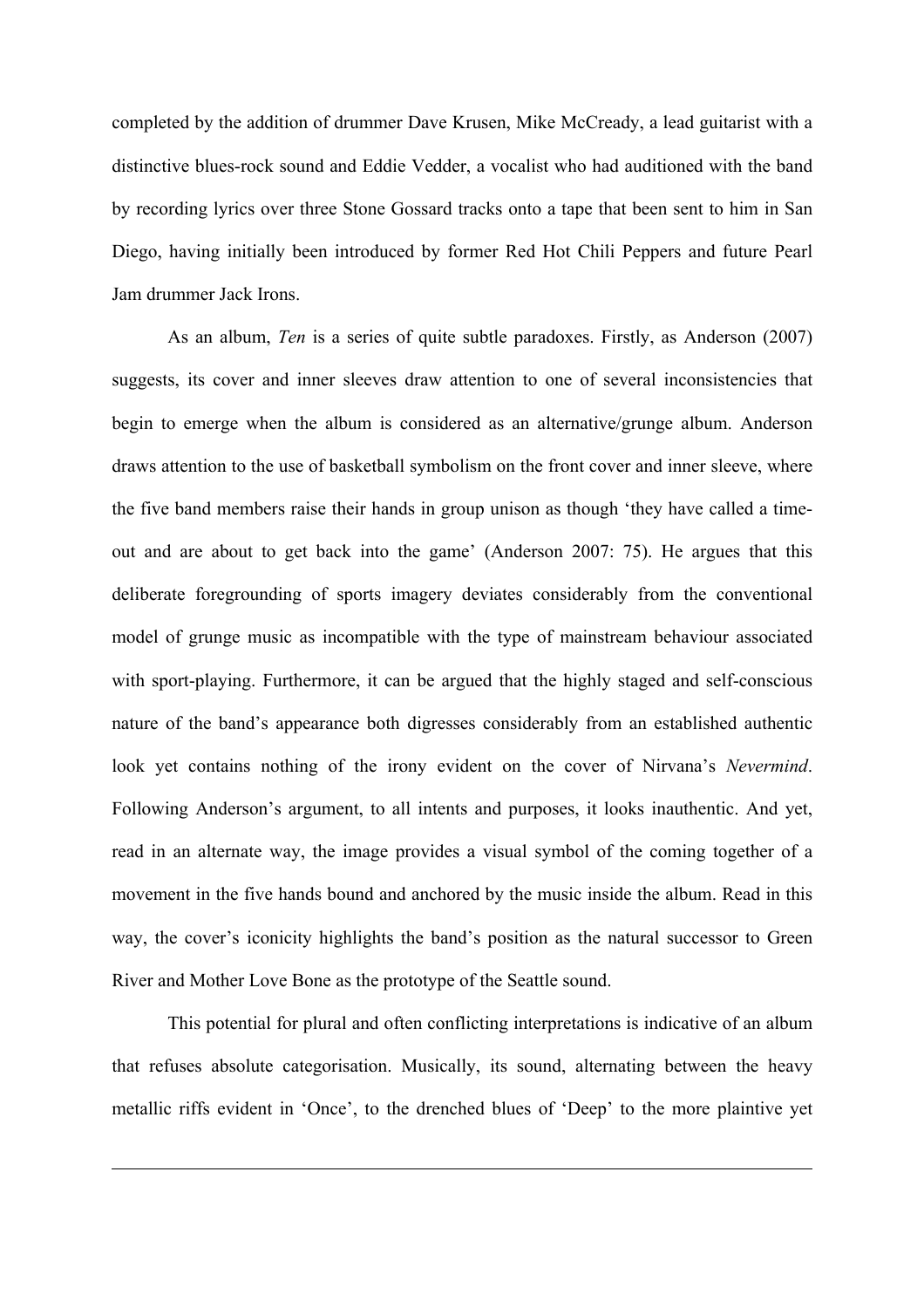completed by the addition of drummer Dave Krusen, Mike McCready, a lead guitarist with a distinctive blues-rock sound and Eddie Vedder, a vocalist who had auditioned with the band by recording lyrics over three Stone Gossard tracks onto a tape that been sent to him in San Diego, having initially been introduced by former Red Hot Chili Peppers and future Pearl Jam drummer Jack Irons.

As an album, *Ten* is a series of quite subtle paradoxes. Firstly, as Anderson (2007) suggests, its cover and inner sleeves draw attention to one of several inconsistencies that begin to emerge when the album is considered as an alternative/grunge album. Anderson draws attention to the use of basketball symbolism on the front cover and inner sleeve, where the five band members raise their hands in group unison as though 'they have called a time-out and are about to get back into the game' (Anderson 2007: 75). He argues that this deliberate foregrounding of sports imagery deviates considerably from the conventional model of grunge music as incompatible with the type of mainstream behaviour associated with sport-playing. Furthermore, it can be argued that the highly staged and self-conscious nature of the band's appearance both digresses considerably from an established authentic look yet contains nothing of the irony evident on the cover of Nirvana's *Nevermind*. Following Anderson's argument, to all intents and purposes, it looks inauthentic. And yet, read in an alternate way, the image provides a visual symbol of the coming together of a movement in the five hands bound and anchored by the music inside the album. Read in this way, the cover's iconicity highlights the band's position as the natural successor to Green River and Mother Love Bone as the prototype of the Seattle sound.

This potential for plural and often conflicting interpretations is indicative of an album that refuses absolute categorisation. Musically, its sound, alternating between the heavy metallic riffs evident in 'Once', to the drenched blues of 'Deep' to the more plaintive yet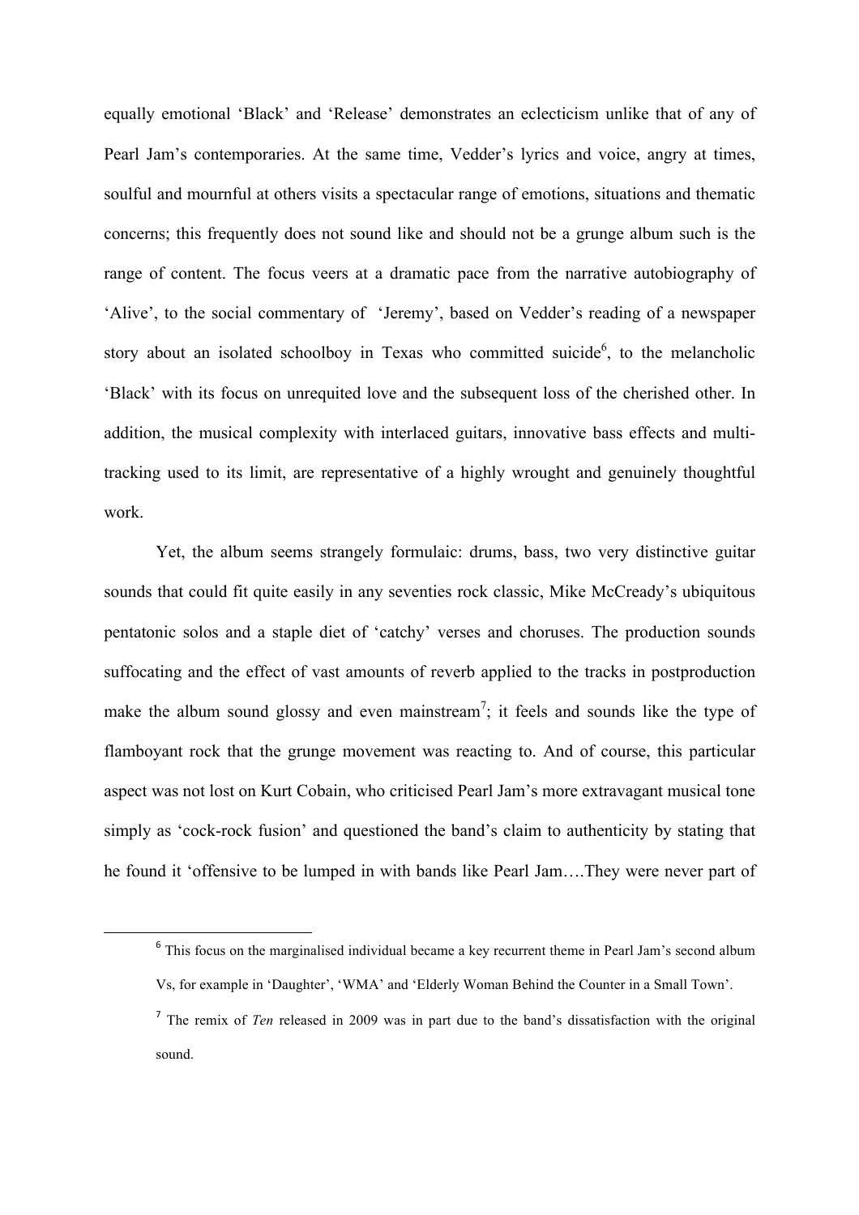equally emotional 'Black' and 'Release' demonstrates an eclecticism unlike that of any of Pearl Jam's contemporaries. At the same time, Vedder's lyrics and voice, angry at times, soulful and mournful at others visits a spectacular range of emotions, situations and thematic concerns; this frequently does not sound like and should not be a grunge album such is the range of content. The focus veers at a dramatic pace from the narrative autobiography of 'Alive', to the social commentary of 'Jeremy', based on Vedder's reading of a newspaper story about an isolated schoolboy in Texas who committed suicide[6], to the melancholic 'Black' with its focus on unrequited love and the subsequent loss of the cherished other. In addition, the musical complexity with interlaced guitars, innovative bass effects and multi-tracking used to its limit, are representative of a highly wrought and genuinely thoughtful work.

Yet, the album seems strangely formulaic: drums, bass, two very distinctive guitar sounds that could fit quite easily in any seventies rock classic, Mike McCready's ubiquitous pentatonic solos and a staple diet of 'catchy' verses and choruses. The production sounds suffocating and the effect of vast amounts of reverb applied to the tracks in postproduction make the album sound glossy and even mainstream[7]; it feels and sounds like the type of flamboyant rock that the grunge movement was reacting to. And of course, this particular aspect was not lost on Kurt Cobain, who criticised Pearl Jam's more extravagant musical tone simply as 'cock-rock fusion' and questioned the band's claim to authenticity by stating that he found it 'offensive to be lumped in with bands like Pearl Jam….They were never part of

---

[6] This focus on the marginalised individual became a key recurrent theme in Pearl Jam's second album Vs, for example in 'Daughter', 'WMA' and 'Elderly Woman Behind the Counter in a Small Town'.

[7] The remix of *Ten* released in 2009 was in part due to the band's dissatisfaction with the original sound.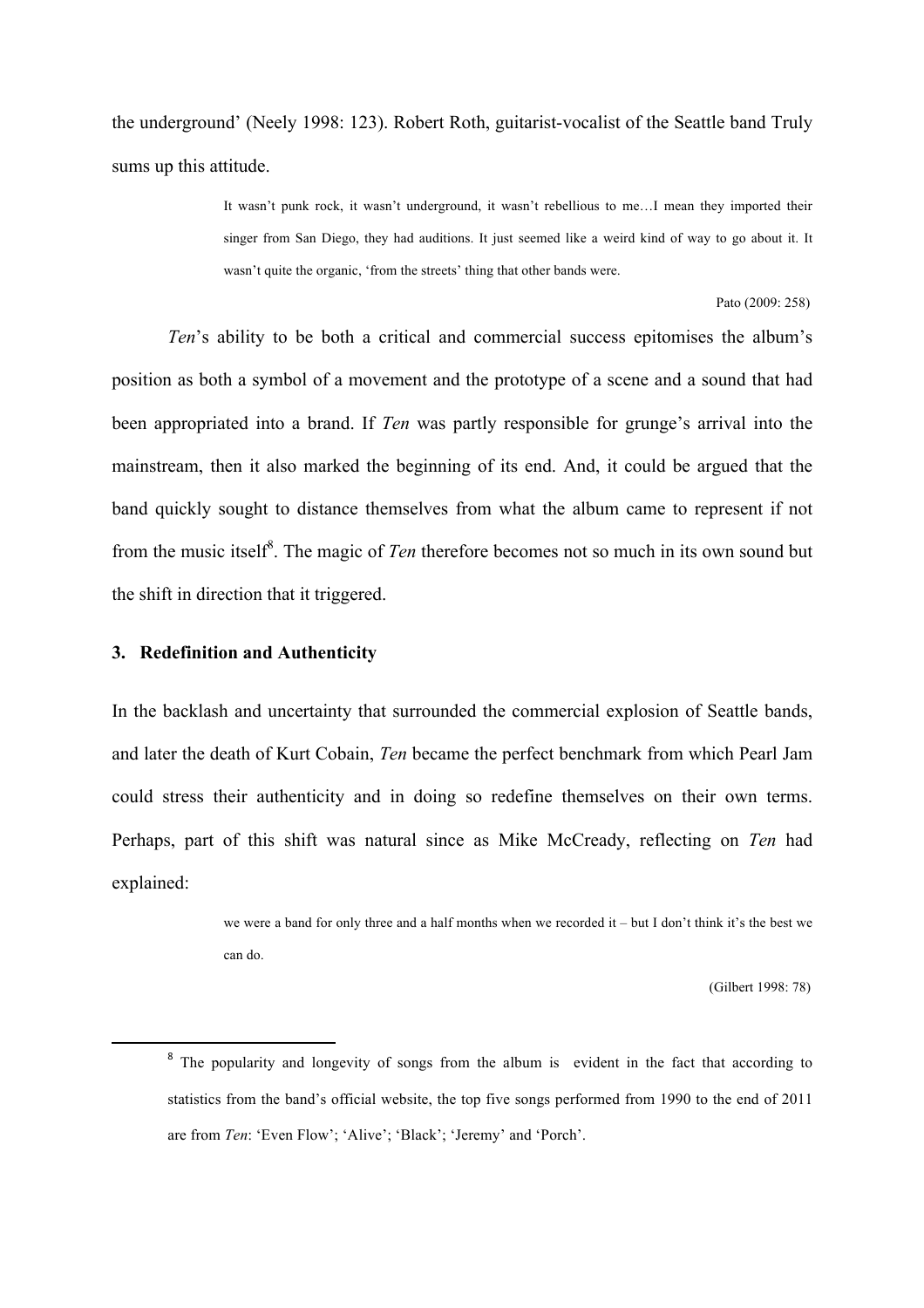the underground' (Neely 1998: 123). Robert Roth, guitarist-vocalist of the Seattle band Truly sums up this attitude.

> It wasn't punk rock, it wasn't underground, it wasn't rebellious to me…I mean they imported their singer from San Diego, they had auditions. It just seemed like a weird kind of way to go about it. It wasn't quite the organic, 'from the streets' thing that other bands were.
>
> Pato (2009: 258)

*Ten*'s ability to be both a critical and commercial success epitomises the album's position as both a symbol of a movement and the prototype of a scene and a sound that had been appropriated into a brand. If *Ten* was partly responsible for grunge's arrival into the mainstream, then it also marked the beginning of its end. And, it could be argued that the band quickly sought to distance themselves from what the album came to represent if not from the music itself[8]. The magic of *Ten* therefore becomes not so much in its own sound but the shift in direction that it triggered.

## 3. Redefinition and Authenticity

In the backlash and uncertainty that surrounded the commercial explosion of Seattle bands, and later the death of Kurt Cobain, *Ten* became the perfect benchmark from which Pearl Jam could stress their authenticity and in doing so redefine themselves on their own terms. Perhaps, part of this shift was natural since as Mike McCready, reflecting on *Ten* had explained:

> we were a band for only three and a half months when we recorded it – but I don't think it's the best we can do.
>
> (Gilbert 1998: 78)

---

[8] The popularity and longevity of songs from the album is evident in the fact that according to statistics from the band's official website, the top five songs performed from 1990 to the end of 2011 are from *Ten*: 'Even Flow'; 'Alive'; 'Black'; 'Jeremy' and 'Porch'.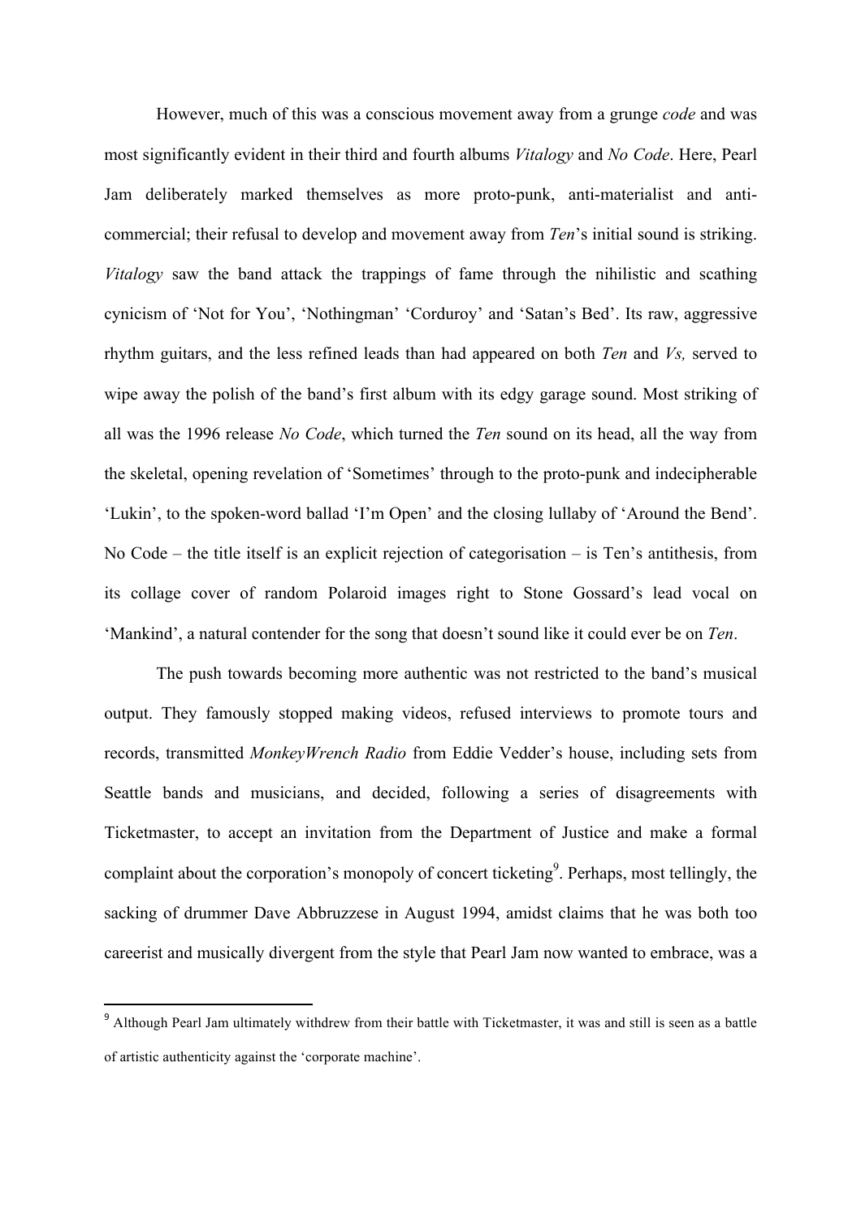However, much of this was a conscious movement away from a grunge *code* and was most significantly evident in their third and fourth albums *Vitalogy* and *No Code*. Here, Pearl Jam deliberately marked themselves as more proto-punk, anti-materialist and anti-commercial; their refusal to develop and movement away from *Ten*'s initial sound is striking. *Vitalogy* saw the band attack the trappings of fame through the nihilistic and scathing cynicism of 'Not for You', 'Nothingman' 'Corduroy' and 'Satan's Bed'. Its raw, aggressive rhythm guitars, and the less refined leads than had appeared on both *Ten* and *Vs,* served to wipe away the polish of the band's first album with its edgy garage sound. Most striking of all was the 1996 release *No Code*, which turned the *Ten* sound on its head, all the way from the skeletal, opening revelation of 'Sometimes' through to the proto-punk and indecipherable 'Lukin', to the spoken-word ballad 'I'm Open' and the closing lullaby of 'Around the Bend'. No Code – the title itself is an explicit rejection of categorisation – is Ten's antithesis, from its collage cover of random Polaroid images right to Stone Gossard's lead vocal on 'Mankind', a natural contender for the song that doesn't sound like it could ever be on *Ten*.

The push towards becoming more authentic was not restricted to the band's musical output. They famously stopped making videos, refused interviews to promote tours and records, transmitted *MonkeyWrench Radio* from Eddie Vedder's house, including sets from Seattle bands and musicians, and decided, following a series of disagreements with Ticketmaster, to accept an invitation from the Department of Justice and make a formal complaint about the corporation's monopoly of concert ticketing[9]. Perhaps, most tellingly, the sacking of drummer Dave Abbruzzese in August 1994, amidst claims that he was both too careerist and musically divergent from the style that Pearl Jam now wanted to embrace, was a

[9] Although Pearl Jam ultimately withdrew from their battle with Ticketmaster, it was and still is seen as a battle of artistic authenticity against the 'corporate machine'.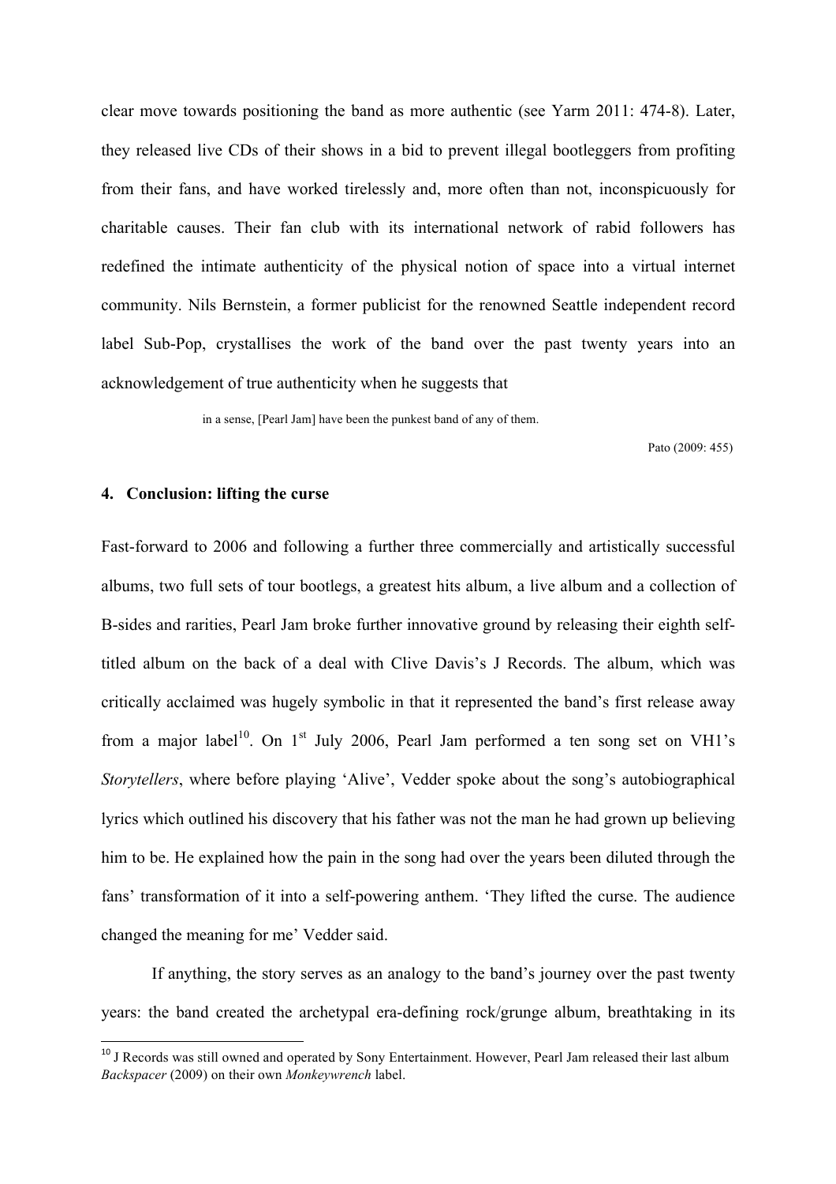clear move towards positioning the band as more authentic (see Yarm 2011: 474-8). Later, they released live CDs of their shows in a bid to prevent illegal bootleggers from profiting from their fans, and have worked tirelessly and, more often than not, inconspicuously for charitable causes. Their fan club with its international network of rabid followers has redefined the intimate authenticity of the physical notion of space into a virtual internet community. Nils Bernstein, a former publicist for the renowned Seattle independent record label Sub-Pop, crystallises the work of the band over the past twenty years into an acknowledgement of true authenticity when he suggests that

> in a sense, [Pearl Jam] have been the punkest band of any of them.
>
> Pato (2009: 455)

## 4. Conclusion: lifting the curse

Fast-forward to 2006 and following a further three commercially and artistically successful albums, two full sets of tour bootlegs, a greatest hits album, a live album and a collection of B-sides and rarities, Pearl Jam broke further innovative ground by releasing their eighth self-titled album on the back of a deal with Clive Davis's J Records. The album, which was critically acclaimed was hugely symbolic in that it represented the band's first release away from a major label[10]. On 1st July 2006, Pearl Jam performed a ten song set on VH1's *Storytellers*, where before playing 'Alive', Vedder spoke about the song's autobiographical lyrics which outlined his discovery that his father was not the man he had grown up believing him to be. He explained how the pain in the song had over the years been diluted through the fans' transformation of it into a self-powering anthem. 'They lifted the curse. The audience changed the meaning for me' Vedder said.

If anything, the story serves as an analogy to the band's journey over the past twenty years: the band created the archetypal era-defining rock/grunge album, breathtaking in its

---

[10] J Records was still owned and operated by Sony Entertainment. However, Pearl Jam released their last album *Backspacer* (2009) on their own *Monkeywrench* label.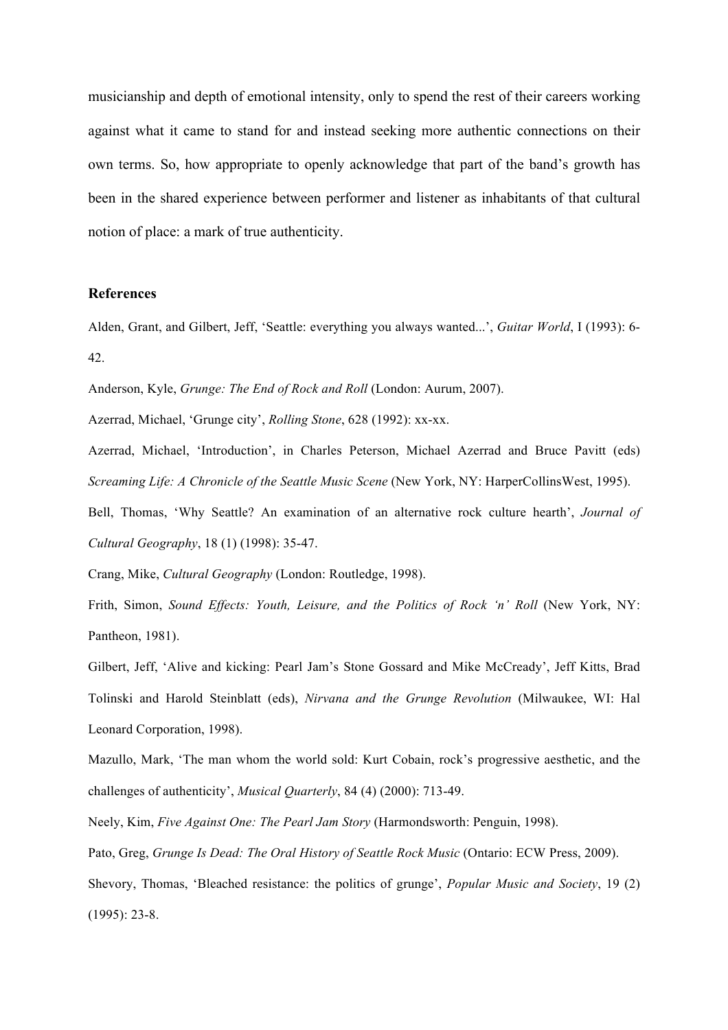musicianship and depth of emotional intensity, only to spend the rest of their careers working against what it came to stand for and instead seeking more authentic connections on their own terms. So, how appropriate to openly acknowledge that part of the band's growth has been in the shared experience between performer and listener as inhabitants of that cultural notion of place: a mark of true authenticity.

**References**

Alden, Grant, and Gilbert, Jeff, 'Seattle: everything you always wanted...', *Guitar World*, I (1993): 6-42.

Anderson, Kyle, *Grunge: The End of Rock and Roll* (London: Aurum, 2007).

Azerrad, Michael, 'Grunge city', *Rolling Stone*, 628 (1992): xx-xx.

Azerrad, Michael, 'Introduction', in Charles Peterson, Michael Azerrad and Bruce Pavitt (eds) *Screaming Life: A Chronicle of the Seattle Music Scene* (New York, NY: HarperCollinsWest, 1995).

Bell, Thomas, 'Why Seattle? An examination of an alternative rock culture hearth', *Journal of Cultural Geography*, 18 (1) (1998): 35-47.

Crang, Mike, *Cultural Geography* (London: Routledge, 1998).

Frith, Simon, *Sound Effects: Youth, Leisure, and the Politics of Rock 'n' Roll* (New York, NY: Pantheon, 1981).

Gilbert, Jeff, 'Alive and kicking: Pearl Jam's Stone Gossard and Mike McCready', Jeff Kitts, Brad Tolinski and Harold Steinblatt (eds), *Nirvana and the Grunge Revolution* (Milwaukee, WI: Hal Leonard Corporation, 1998).

Mazullo, Mark, 'The man whom the world sold: Kurt Cobain, rock's progressive aesthetic, and the challenges of authenticity', *Musical Quarterly*, 84 (4) (2000): 713-49.

Neely, Kim, *Five Against One: The Pearl Jam Story* (Harmondsworth: Penguin, 1998).

Pato, Greg, *Grunge Is Dead: The Oral History of Seattle Rock Music* (Ontario: ECW Press, 2009).

Shevory, Thomas, 'Bleached resistance: the politics of grunge', *Popular Music and Society*, 19 (2) (1995): 23-8.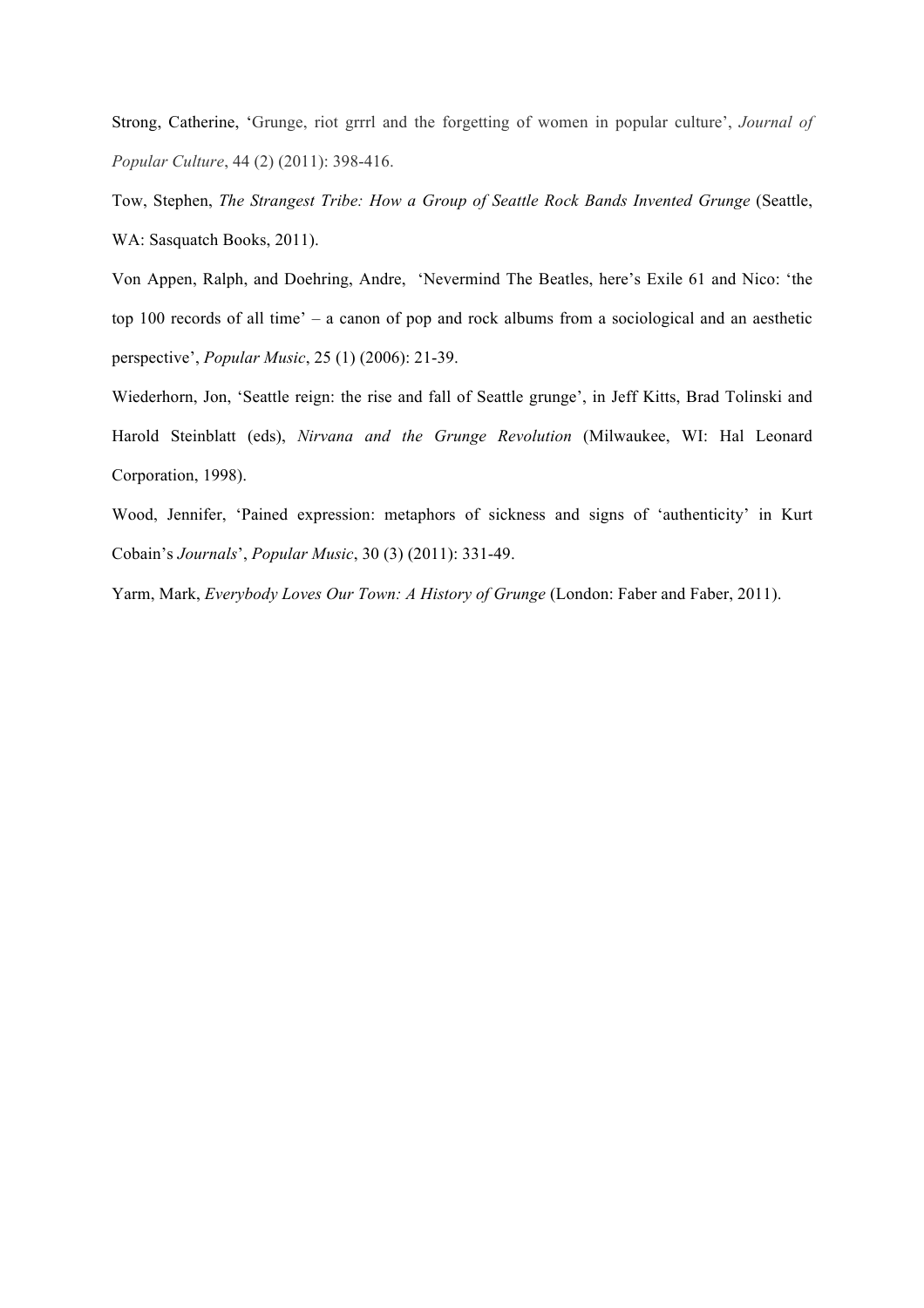Strong, Catherine, 'Grunge, riot grrrl and the forgetting of women in popular culture', *Journal of Popular Culture*, 44 (2) (2011): 398-416.

Tow, Stephen, *The Strangest Tribe: How a Group of Seattle Rock Bands Invented Grunge* (Seattle, WA: Sasquatch Books, 2011).

Von Appen, Ralph, and Doehring, Andre, 'Nevermind The Beatles, here's Exile 61 and Nico: 'the top 100 records of all time' – a canon of pop and rock albums from a sociological and an aesthetic perspective', *Popular Music*, 25 (1) (2006): 21-39.

Wiederhorn, Jon, 'Seattle reign: the rise and fall of Seattle grunge', in Jeff Kitts, Brad Tolinski and Harold Steinblatt (eds), *Nirvana and the Grunge Revolution* (Milwaukee, WI: Hal Leonard Corporation, 1998).

Wood, Jennifer, 'Pained expression: metaphors of sickness and signs of 'authenticity' in Kurt Cobain's *Journals*', *Popular Music*, 30 (3) (2011): 331-49.

Yarm, Mark, *Everybody Loves Our Town: A History of Grunge* (London: Faber and Faber, 2011).